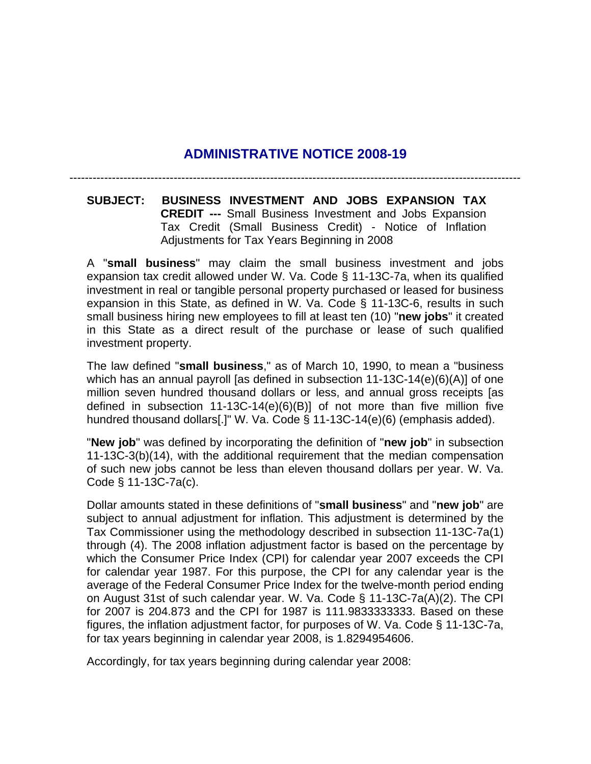# ADMINISTRATIVE NOTICE 2008-19

---

**SUBJECT: BUSINESS INVESTMENT AND JOBS EXPANSION TAX CREDIT ---** Small Business Investment and Jobs Expansion Tax Credit (Small Business Credit) - Notice of Inflation Adjustments for Tax Years Beginning in 2008

A "**small business**" may claim the small business investment and jobs expansion tax credit allowed under W. Va. Code § 11-13C-7a, when its qualified investment in real or tangible personal property purchased or leased for business expansion in this State, as defined in W. Va. Code § 11-13C-6, results in such small business hiring new employees to fill at least ten (10) "**new jobs**" it created in this State as a direct result of the purchase or lease of such qualified investment property.

The law defined "**small business**," as of March 10, 1990, to mean a "business which has an annual payroll [as defined in subsection 11-13C-14(e)(6)(A)] of one million seven hundred thousand dollars or less, and annual gross receipts [as defined in subsection 11-13C-14(e)(6)(B)] of not more than five million five hundred thousand dollars[.]" W. Va. Code § 11-13C-14(e)(6) (emphasis added).

"**New job**" was defined by incorporating the definition of "**new job**" in subsection 11-13C-3(b)(14), with the additional requirement that the median compensation of such new jobs cannot be less than eleven thousand dollars per year. W. Va. Code § 11-13C-7a(c).

Dollar amounts stated in these definitions of "**small business**" and "**new job**" are subject to annual adjustment for inflation. This adjustment is determined by the Tax Commissioner using the methodology described in subsection 11-13C-7a(1) through (4). The 2008 inflation adjustment factor is based on the percentage by which the Consumer Price Index (CPI) for calendar year 2007 exceeds the CPI for calendar year 1987. For this purpose, the CPI for any calendar year is the average of the Federal Consumer Price Index for the twelve-month period ending on August 31st of such calendar year. W. Va. Code § 11-13C-7a(A)(2). The CPI for 2007 is 204.873 and the CPI for 1987 is 111.9833333333. Based on these figures, the inflation adjustment factor, for purposes of W. Va. Code § 11-13C-7a, for tax years beginning in calendar year 2008, is 1.8294954606.

Accordingly, for tax years beginning during calendar year 2008: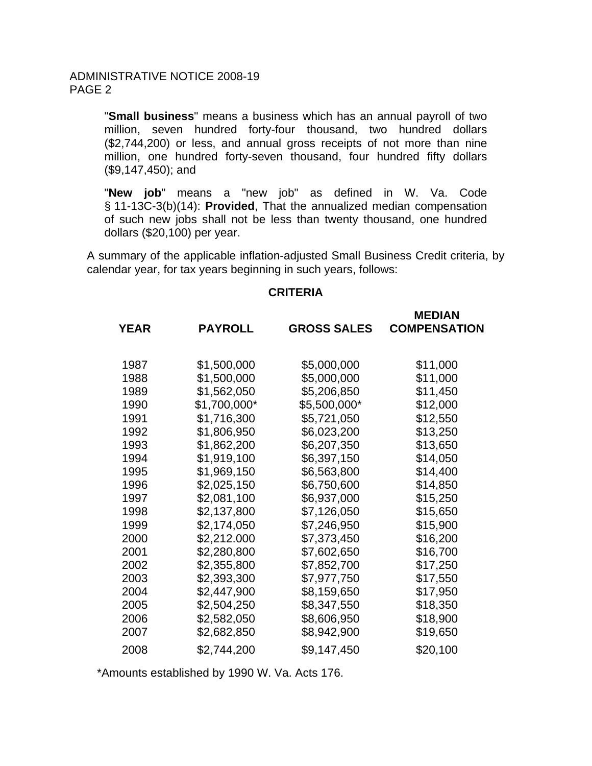"**Small business**" means a business which has an annual payroll of two million, seven hundred forty-four thousand, two hundred dollars ($2,744,200) or less, and annual gross receipts of not more than nine million, one hundred forty-seven thousand, four hundred fifty dollars ($9,147,450); and

"**New job**" means a "new job" as defined in W. Va. Code § 11-13C-3(b)(14): **Provided**, That the annualized median compensation of such new jobs shall not be less than twenty thousand, one hundred dollars ($20,100) per year.

A summary of the applicable inflation-adjusted Small Business Credit criteria, by calendar year, for tax years beginning in such years, follows:

**CRITERIA**

| YEAR | PAYROLL | GROSS SALES | MEDIAN COMPENSATION |
|---|---|---|---|
| 1987 | $1,500,000 | $5,000,000 | $11,000 |
| 1988 | $1,500,000 | $5,000,000 | $11,000 |
| 1989 | $1,562,050 | $5,206,850 | $11,450 |
| 1990 | $1,700,000* | $5,500,000* | $12,000 |
| 1991 | $1,716,300 | $5,721,050 | $12,550 |
| 1992 | $1,806,950 | $6,023,200 | $13,250 |
| 1993 | $1,862,200 | $6,207,350 | $13,650 |
| 1994 | $1,919,100 | $6,397,150 | $14,050 |
| 1995 | $1,969,150 | $6,563,800 | $14,400 |
| 1996 | $2,025,150 | $6,750,600 | $14,850 |
| 1997 | $2,081,100 | $6,937,000 | $15,250 |
| 1998 | $2,137,800 | $7,126,050 | $15,650 |
| 1999 | $2,174,050 | $7,246,950 | $15,900 |
| 2000 | $2,212.000 | $7,373,450 | $16,200 |
| 2001 | $2,280,800 | $7,602,650 | $16,700 |
| 2002 | $2,355,800 | $7,852,700 | $17,250 |
| 2003 | $2,393,300 | $7,977,750 | $17,550 |
| 2004 | $2,447,900 | $8,159,650 | $17,950 |
| 2005 | $2,504,250 | $8,347,550 | $18,350 |
| 2006 | $2,582,050 | $8,606,950 | $18,900 |
| 2007 | $2,682,850 | $8,942,900 | $19,650 |
| 2008 | $2,744,200 | $9,147,450 | $20,100 |

*Amounts established by 1990 W. Va. Acts 176.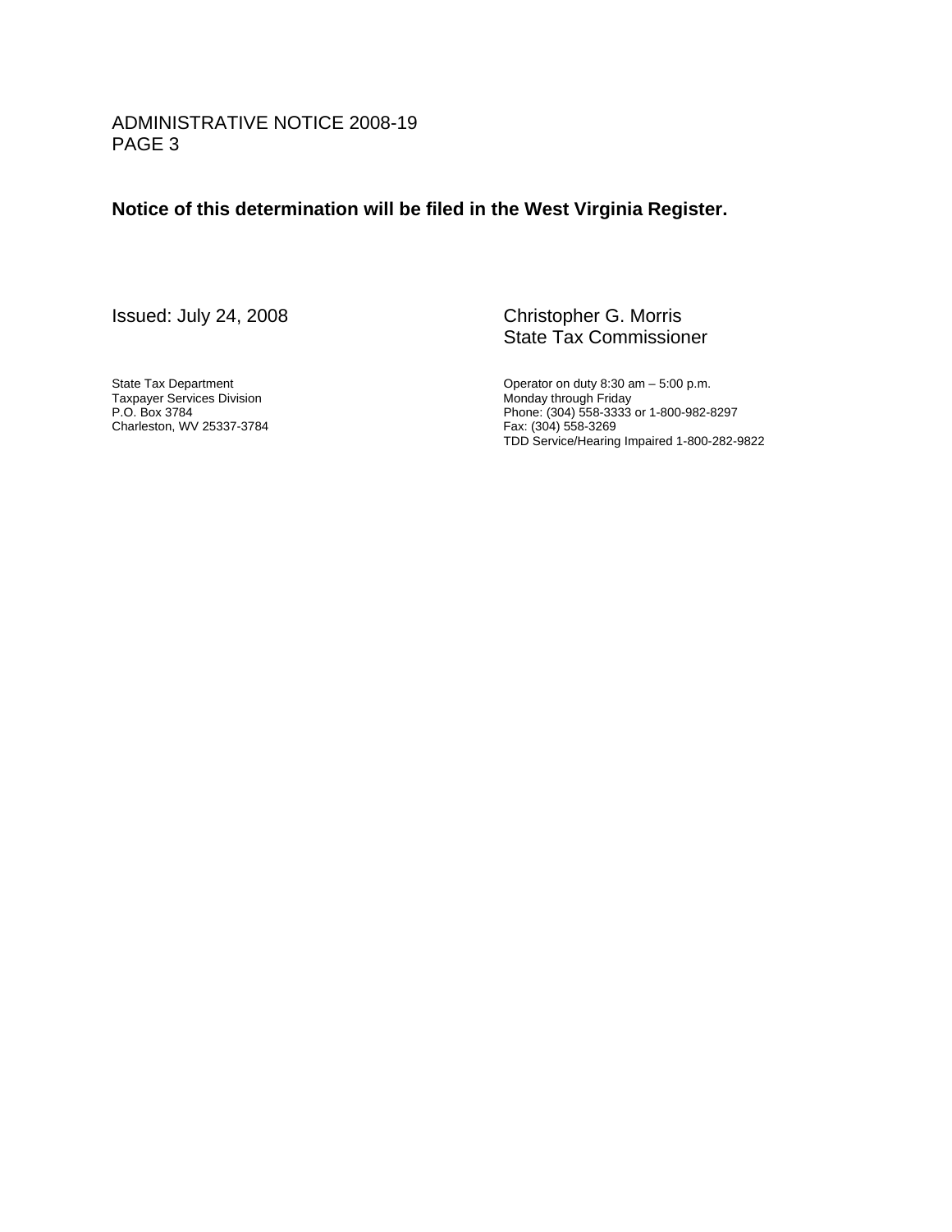**Notice of this determination will be filed in the West Virginia Register.**

Issued: July 24, 2008

Christopher G. Morris
State Tax Commissioner

State Tax Department
Taxpayer Services Division
P.O. Box 3784
Charleston, WV 25337-3784

Operator on duty 8:30 am – 5:00 p.m.
Monday through Friday
Phone: (304) 558-3333 or 1-800-982-8297
Fax: (304) 558-3269
TDD Service/Hearing Impaired 1-800-282-9822